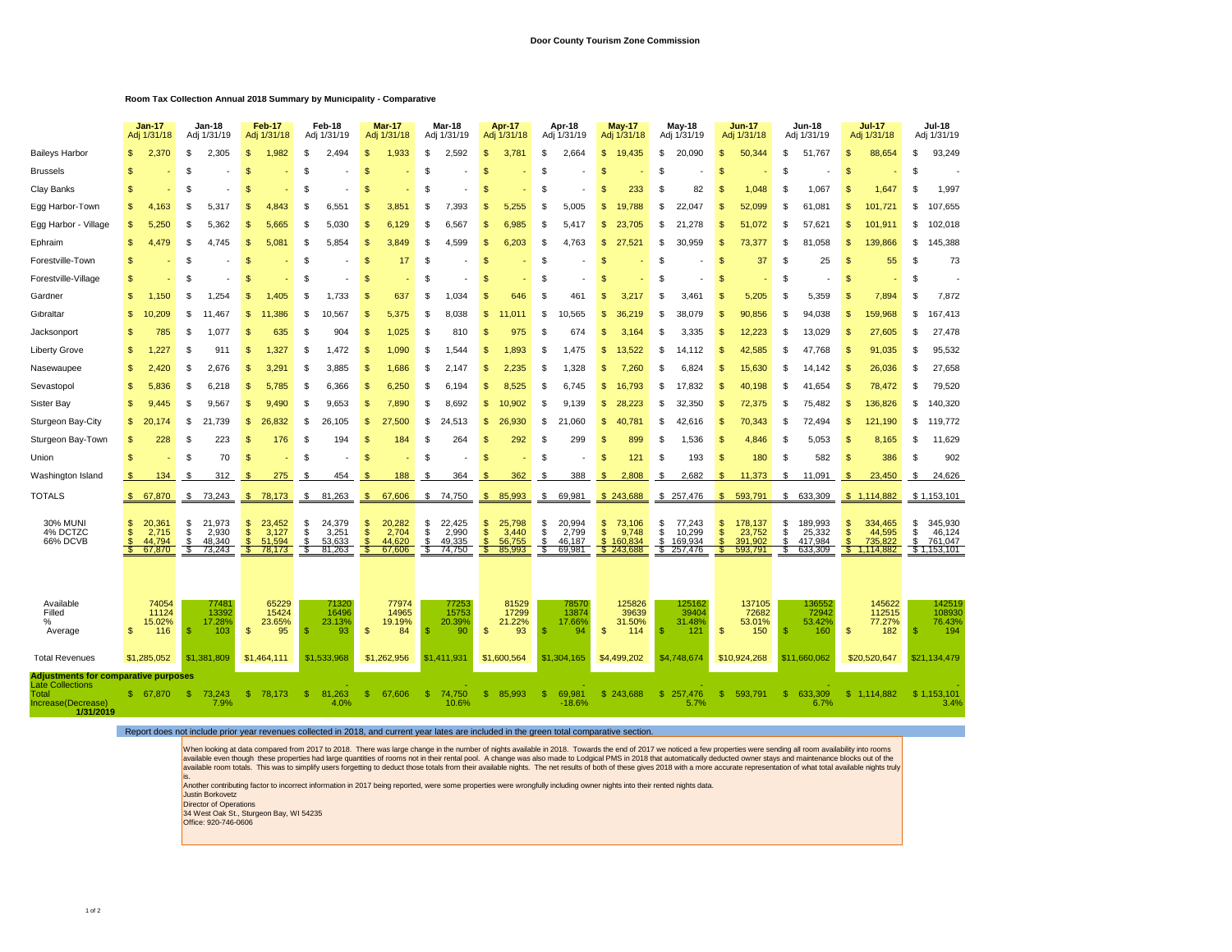**Door County Tourism Zone Commission**

**Room Tax Collection Annual 2018 Summary by Municipality - Comparative**

| | Jan-17 Adj 1/31/18 | Jan-18 Adj 1/31/19 | Feb-17 Adj 1/31/18 | Feb-18 Adj 1/31/19 | Mar-17 Adj 1/31/18 | Mar-18 Adj 1/31/19 | Apr-17 Adj 1/31/18 | Apr-18 Adj 1/31/19 | May-17 Adj 1/31/18 | May-18 Adj 1/31/19 | Jun-17 Adj 1/31/18 | Jun-18 Adj 1/31/19 | Jul-17 Adj 1/31/18 | Jul-18 Adj 1/31/19 |
|---|---|---|---|---|---|---|---|---|---|---|---|---|---|---|
| Baileys Harbor | $ 2,370 | $ 2,305 | $ 1,982 | $ 2,494 | $ 1,933 | $ 2,592 | $ 3,781 | $ 2,664 | $ 19,435 | $ 20,090 | $ 50,344 | $ 51,767 | $ 88,654 | $ 93,249 |
| Brussels | $ - | $ - | $ - | $ - | $ - | $ - | $ - | $ - | $ - | $ - | $ - | $ - | $ - | $ - |
| Clay Banks | $ - | $ - | $ - | $ - | $ - | $ - | $ - | $ - | $ 233 | $ 82 | $ 1,048 | $ 1,067 | $ 1,647 | $ 1,997 |
| Egg Harbor-Town | $ 4,163 | $ 5,317 | $ 4,843 | $ 6,551 | $ 3,851 | $ 7,393 | $ 5,255 | $ 5,005 | $ 19,788 | $ 22,047 | $ 52,099 | $ 61,081 | $ 101,721 | $ 107,655 |
| Egg Harbor - Village | $ 5,250 | $ 5,362 | $ 5,665 | $ 5,030 | $ 6,129 | $ 6,567 | $ 6,985 | $ 5,417 | $ 23,705 | $ 21,278 | $ 51,072 | $ 57,621 | $ 101,911 | $ 102,018 |
| Ephraim | $ 4,479 | $ 4,745 | $ 5,081 | $ 5,854 | $ 3,849 | $ 4,599 | $ 6,203 | $ 4,763 | $ 27,521 | $ 30,959 | $ 73,377 | $ 81,058 | $ 139,866 | $ 145,388 |
| Forestville-Town | $ - | $ - | $ - | $ - | $ 17 | $ - | $ - | $ - | $ - | $ - | $ 37 | $ 25 | $ 55 | $ 73 |
| Forestville-Village | $ - | $ - | $ - | $ - | $ - | $ - | $ - | $ - | $ - | $ - | $ - | $ - | $ - | $ - |
| Gardner | $ 1,150 | $ 1,254 | $ 1,405 | $ 1,733 | $ 637 | $ 1,034 | $ 646 | $ 461 | $ 3,217 | $ 3,461 | $ 5,205 | $ 5,359 | $ 7,894 | $ 7,872 |
| Gibraltar | $ 10,209 | $ 11,467 | $ 11,386 | $ 10,567 | $ 5,375 | $ 8,038 | $ 11,011 | $ 10,565 | $ 36,219 | $ 38,079 | $ 90,856 | $ 94,038 | $ 159,968 | $ 167,413 |
| Jacksonport | $ 785 | $ 1,077 | $ 635 | $ 904 | $ 1,025 | $ 810 | $ 975 | $ 674 | $ 3,164 | $ 3,335 | $ 12,223 | $ 13,029 | $ 27,605 | $ 27,478 |
| Liberty Grove | $ 1,227 | $ 911 | $ 1,327 | $ 1,472 | $ 1,090 | $ 1,544 | $ 1,893 | $ 1,475 | $ 13,522 | $ 14,112 | $ 42,585 | $ 47,768 | $ 91,035 | $ 95,532 |
| Nasewaupee | $ 2,420 | $ 2,676 | $ 3,291 | $ 3,885 | $ 1,686 | $ 2,147 | $ 2,235 | $ 1,328 | $ 7,260 | $ 6,824 | $ 15,630 | $ 14,142 | $ 26,036 | $ 27,658 |
| Sevastopol | $ 5,836 | $ 6,218 | $ 5,785 | $ 6,366 | $ 6,250 | $ 6,194 | $ 8,525 | $ 6,745 | $ 16,793 | $ 17,832 | $ 40,198 | $ 41,654 | $ 78,472 | $ 79,520 |
| Sister Bay | $ 9,445 | $ 9,567 | $ 9,490 | $ 9,653 | $ 7,890 | $ 8,692 | $ 10,902 | $ 9,139 | $ 28,223 | $ 32,350 | $ 72,375 | $ 75,482 | $ 136,826 | $ 140,320 |
| Sturgeon Bay-City | $ 20,174 | $ 21,739 | $ 26,832 | $ 26,105 | $ 27,500 | $ 24,513 | $ 26,930 | $ 21,060 | $ 40,781 | $ 42,616 | $ 70,343 | $ 72,494 | $ 121,190 | $ 119,772 |
| Sturgeon Bay-Town | $ 228 | $ 223 | $ 176 | $ 194 | $ 184 | $ 264 | $ 292 | $ 299 | $ 899 | $ 1,536 | $ 4,846 | $ 5,053 | $ 8,165 | $ 11,629 |
| Union | $ - | $ 70 | $ - | $ - | $ - | $ - | $ - | $ - | $ 121 | $ 193 | $ 180 | $ 582 | $ 386 | $ 902 |
| Washington Island | $ 134 | $ 312 | $ 275 | $ 454 | $ 188 | $ 364 | $ 362 | $ 388 | $ 2,808 | $ 2,682 | $ 11,373 | $ 11,091 | $ 23,450 | $ 24,626 |
| TOTALS | $ 67,870 | $ 73,243 | $ 78,173 | $ 81,263 | $ 67,606 | $ 74,750 | $ 85,993 | $ 69,981 | $ 243,688 | $ 257,476 | $ 593,791 | $ 633,309 | $ 1,114,882 | $ 1,153,101 |
| 30% MUNI | $ 20,361 | $ 21,973 | $ 23,452 | $ 24,379 | $ 20,282 | $ 22,425 | $ 25,798 | $ 20,994 | $ 73,106 | $ 77,243 | $ 178,137 | $ 189,993 | $ 334,465 | $ 345,930 |
| 4% DCTZC | $ 2,715 | $ 2,930 | $ 3,127 | $ 3,251 | $ 2,704 | $ 2,990 | $ 3,440 | $ 2,799 | $ 9,748 | $ 10,299 | $ 23,752 | $ 25,332 | $ 44,595 | $ 46,124 |
| 66% DCVB | $ 44,794 | $ 48,340 | $ 51,594 | $ 53,633 | $ 44,620 | $ 49,335 | $ 56,755 | $ 46,187 | $ 160,834 | $ 169,934 | $ 391,902 | $ 417,984 | $ 735,822 | $ 761,047 |
| | $ 67,870 | $ 73,243 | $ 78,173 | $ 81,263 | $ 67,606 | $ 74,750 | $ 85,993 | $ 69,981 | $ 243,688 | $ 257,476 | $ 593,791 | $ 633,309 | $ 1,114,882 | $ 1,153,101 |
| Available | 74054 | 77481 | 65229 | 71320 | 77974 | 77253 | 81529 | 78570 | 125826 | 125162 | 137105 | 136552 | 145622 | 142519 |
| Filled | 11124 | 13392 | 15424 | 16496 | 14965 | 15753 | 17299 | 13874 | 39639 | 39404 | 72682 | 72942 | 112515 | 108930 |
| % | 15.02% | 17.28% | 23.65% | 23.13% | 19.19% | 20.39% | 21.22% | 17.66% | 31.50% | 31.48% | 53.01% | 53.42% | 77.27% | 76.43% |
| Average | $ 116 | $ 103 | $ 95 | $ 93 | $ 84 | $ 90 | $ 93 | $ 94 | $ 114 | $ 121 | $ 150 | $ 160 | $ 182 | $ 194 |
| Total Revenues | $1,285,052 | $1,381,809 | $1,464,111 | $1,533,968 | $1,262,956 | $1,411,931 | $1,600,564 | $1,304,165 | $4,499,202 | $4,748,674 | $10,924,268 | $11,660,062 | $20,520,647 | $21,134,479 |
| **Adjustments for comparative purposes** | | | | | | | | | | | | | | |
| Late Collections | | - | | - | | - | | - | | - | | - | | - |
| Total | $ 67,870 | $ 73,243 | $ 78,173 | $ 81,263 | $ 67,606 | $ 74,750 | $ 85,993 | $ 69,981 | $ 243,688 | $ 257,476 | $ 593,791 | $ 633,309 | $ 1,114,882 | $ 1,153,101 |
| Increase(Decrease) 1/31/2019 | | 7.9% | | 4.0% | | 10.6% | | -18.6% | | 5.7% | | 6.7% | | 3.4% |

Report does not include prior year revenues collected in 2018, and current year lates are included in the green total comparative section.

When looking at data compared from 2017 to 2018. There was large change in the number of nights available in 2018. Towards the end of 2017 we noticed a few properties were sending all room availability into rooms available even though these properties had large quantities of rooms not in their rental pool. A change was also made to Lodgical PMS in 2018 that automatically deducted owner stays and maintenance blocks out of the available room totals. This was to simplify users forgetting to deduct those totals from their available nights. The net results of both of these gives 2018 with a more accurate representation of what total available nights truly is.

Another contributing factor to incorrect information in 2017 being reported, were some properties were wrongfully including owner nights into their rented nights data.

Justin Borkovetz
Director of Operations
34 West Oak St., Sturgeon Bay, WI 54235
Office: 920-746-0606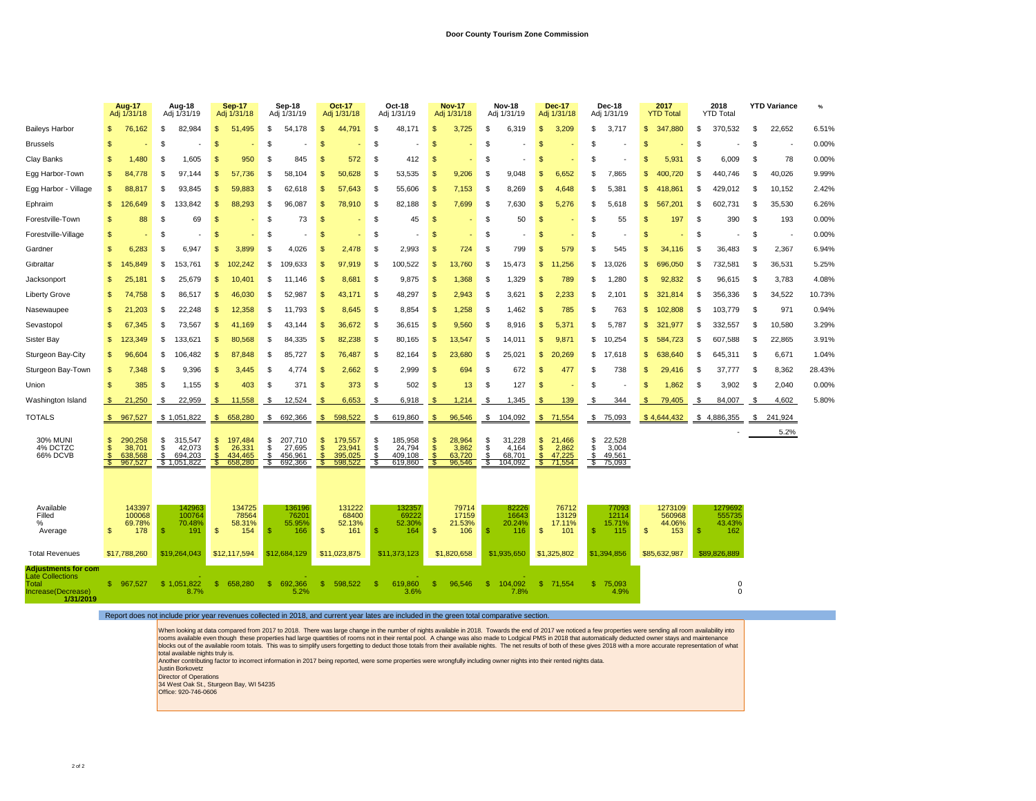**Door County Tourism Zone Commission**

| | Aug-17 Adj 1/31/18 | Aug-18 Adj 1/31/19 | Sep-17 Adj 1/31/18 | Sep-18 Adj 1/31/19 | Oct-17 Adj 1/31/18 | Oct-18 Adj 1/31/19 | Nov-17 Adj 1/31/18 | Nov-18 Adj 1/31/19 | Dec-17 Adj 1/31/18 | Dec-18 Adj 1/31/19 | 2017 YTD Total | 2018 YTD Total | YTD Variance | % |
|---|---|---|---|---|---|---|---|---|---|---|---|---|---|---|
| Baileys Harbor | $ 76,162 | $ 82,984 | $ 51,495 | $ 54,178 | $ 44,791 | $ 48,171 | $ 3,725 | $ 6,319 | $ 3,209 | $ 3,717 | $ 347,880 | $ 370,532 | $ 22,652 | 6.51% |
| Brussels | $ - | $ - | $ - | $ - | $ - | $ - | $ - | $ - | $ - | $ - | $ - | $ - | $ - | 0.00% |
| Clay Banks | $ 1,480 | $ 1,605 | $ 950 | $ 845 | $ 572 | $ 412 | $ - | $ - | $ - | $ - | $ 5,931 | $ 6,009 | $ 78 | 0.00% |
| Egg Harbor-Town | $ 84,778 | $ 97,144 | $ 57,736 | $ 58,104 | $ 50,628 | $ 53,535 | $ 9,206 | $ 9,048 | $ 6,652 | $ 7,865 | $ 400,720 | $ 440,746 | $ 40,026 | 9.99% |
| Egg Harbor - Village | $ 88,817 | $ 93,845 | $ 59,883 | $ 62,618 | $ 57,643 | $ 55,606 | $ 7,153 | $ 8,269 | $ 4,648 | $ 5,381 | $ 418,861 | $ 429,012 | $ 10,152 | 2.42% |
| Ephraim | $ 126,649 | $ 133,842 | $ 88,293 | $ 96,087 | $ 78,910 | $ 82,188 | $ 7,699 | $ 7,630 | $ 5,276 | $ 5,618 | $ 567,201 | $ 602,731 | $ 35,530 | 6.26% |
| Forestville-Town | $ 88 | $ 69 | $ - | $ 73 | $ - | $ 45 | $ - | $ 50 | $ - | $ 55 | $ 197 | $ 390 | $ 193 | 0.00% |
| Forestville-Village | $ - | $ - | $ - | $ - | $ - | $ - | $ - | $ - | $ - | $ - | $ - | $ - | $ - | 0.00% |
| Gardner | $ 6,283 | $ 6,947 | $ 3,899 | $ 4,026 | $ 2,478 | $ 2,993 | $ 724 | $ 799 | $ 579 | $ 545 | $ 34,116 | $ 36,483 | $ 2,367 | 6.94% |
| Gibraltar | $ 145,849 | $ 153,761 | $ 102,242 | $ 109,633 | $ 97,919 | $ 100,522 | $ 13,760 | $ 15,473 | $ 11,256 | $ 13,026 | $ 696,050 | $ 732,581 | $ 36,531 | 5.25% |
| Jacksonport | $ 25,181 | $ 25,679 | $ 10,401 | $ 11,146 | $ 8,681 | $ 9,875 | $ 1,368 | $ 1,329 | $ 789 | $ 1,280 | $ 92,832 | $ 96,615 | $ 3,783 | 4.08% |
| Liberty Grove | $ 74,758 | $ 86,517 | $ 46,030 | $ 52,987 | $ 43,171 | $ 48,297 | $ 2,943 | $ 3,621 | $ 2,233 | $ 2,101 | $ 321,814 | $ 356,336 | $ 34,522 | 10.73% |
| Nasewaupee | $ 21,203 | $ 22,248 | $ 12,358 | $ 11,793 | $ 8,645 | $ 8,854 | $ 1,258 | $ 1,462 | $ 785 | $ 763 | $ 102,808 | $ 103,779 | $ 971 | 0.94% |
| Sevastopol | $ 67,345 | $ 73,567 | $ 41,169 | $ 43,144 | $ 36,672 | $ 36,615 | $ 9,560 | $ 8,916 | $ 5,371 | $ 5,787 | $ 321,977 | $ 332,557 | $ 10,580 | 3.29% |
| Sister Bay | $ 123,349 | $ 133,621 | $ 80,568 | $ 84,335 | $ 82,238 | $ 80,165 | $ 13,547 | $ 14,011 | $ 9,871 | $ 10,254 | $ 584,723 | $ 607,588 | $ 22,865 | 3.91% |
| Sturgeon Bay-City | $ 96,604 | $ 106,482 | $ 87,848 | $ 85,727 | $ 76,487 | $ 82,164 | $ 23,680 | $ 25,021 | $ 20,269 | $ 17,618 | $ 638,640 | $ 645,311 | $ 6,671 | 1.04% |
| Sturgeon Bay-Town | $ 7,348 | $ 9,396 | $ 3,445 | $ 4,774 | $ 2,662 | $ 2,999 | $ 694 | $ 672 | $ 477 | $ 738 | $ 29,416 | $ 37,777 | $ 8,362 | 28.43% |
| Union | $ 385 | $ 1,155 | $ 403 | $ 371 | $ 373 | $ 502 | $ 13 | $ 127 | $ - | $ - | $ 1,862 | $ 3,902 | $ 2,040 | 0.00% |
| Washington Island | $ 21,250 | $ 22,959 | $ 11,558 | $ 12,524 | $ 6,653 | $ 6,918 | $ 1,214 | $ 1,345 | $ 139 | $ 344 | $ 79,405 | $ 84,007 | $ 4,602 | 5.80% |
| TOTALS | $ 967,527 | $ 1,051,822 | $ 658,280 | $ 692,366 | $ 598,522 | $ 619,860 | $ 96,546 | $ 104,092 | $ 71,554 | $ 75,093 | $ 4,644,432 | $ 4,886,355 | $ 241,924 | |
| | | | | | | | | | | | | - | 5.2% | |
| 30% MUNI | $ 290,258 | $ 315,547 | $ 197,484 | $ 207,710 | $ 179,557 | $ 185,958 | $ 28,964 | $ 31,228 | $ 21,466 | $ 22,528 | | | | |
| 4% DCTZC | $ 38,701 | $ 42,073 | $ 26,331 | $ 27,695 | $ 23,941 | $ 24,794 | $ 3,862 | $ 4,164 | $ 2,862 | $ 3,004 | | | | |
| 66% DCVB | $ 638,568 | $ 694,203 | $ 434,465 | $ 456,961 | $ 395,025 | $ 409,108 | $ 63,720 | $ 68,701 | $ 47,225 | $ 49,561 | | | | |
| | $ 967,527 | $ 1,051,822 | $ 658,280 | $ 692,366 | $ 598,522 | $ 619,860 | $ 96,546 | $ 104,092 | $ 71,554 | $ 75,093 | | | | |
| Available | 143397 | 142963 | 134725 | 136196 | 131222 | 132357 | 79714 | 82226 | 76712 | 77093 | 1273109 | 1279692 | | |
| Filled | 100068 | 100764 | 78564 | 76201 | 68400 | 69222 | 17159 | 16643 | 13129 | 12114 | 560968 | 555735 | | |
| % | 69.78% | 70.48% | 58.31% | 55.95% | 52.13% | 52.30% | 21.53% | 20.24% | 17.11% | 15.71% | 44.06% | 43.43% | | |
| Average | $ 178 | $ 191 | $ 154 | $ 166 | $ 161 | $ 164 | $ 106 | $ 116 | $ 101 | $ 115 | $ 153 | $ 162 | | |
| Total Revenues | $17,788,260 | $19,264,043 | $12,117,594 | $12,684,129 | $11,023,875 | $11,373,123 | $1,820,658 | $1,935,650 | $1,325,802 | $1,394,856 | $85,632,987 | $89,826,889 | | |
| **Adjustments for com** | | | | | | | | | | | | | | |
| Late Collections | | - | | - | | - | | - | | - | | | | |
| Total | $ 967,527 | $ 1,051,822 | $ 658,280 | $ 692,366 | $ 598,522 | $ 619,860 | $ 96,546 | $ 104,092 | $ 71,554 | $ 75,093 | | 0 | | |
| Increase(Decrease) 1/31/2019 | | 8.7% | | 5.2% | | 3.6% | | 7.8% | | 4.9% | | 0 | | |

Report does not include prior year revenues collected in 2018, and current year lates are included in the green total comparative section.

When looking at data compared from 2017 to 2018. There was large change in the number of nights available in 2018. Towards the end of 2017 we noticed a few properties were sending all room availability into rooms available even though these properties had large quantities of rooms not in their rental pool. A change was also made to Lodgical PMS in 2018 that automatically deducted owner stays and maintenance blocks out of the available room totals. This was to simplify users forgetting to deduct those totals from their available nights. The net results of both of these gives 2018 with a more accurate representation of what total available nights truly is.

Another contributing factor to incorrect information in 2017 being reported, were some properties were wrongfully including owner nights into their rented nights data.

Justin Borkovetz
Director of Operations
34 West Oak St., Sturgeon Bay, WI 54235
Office: 920-746-0606